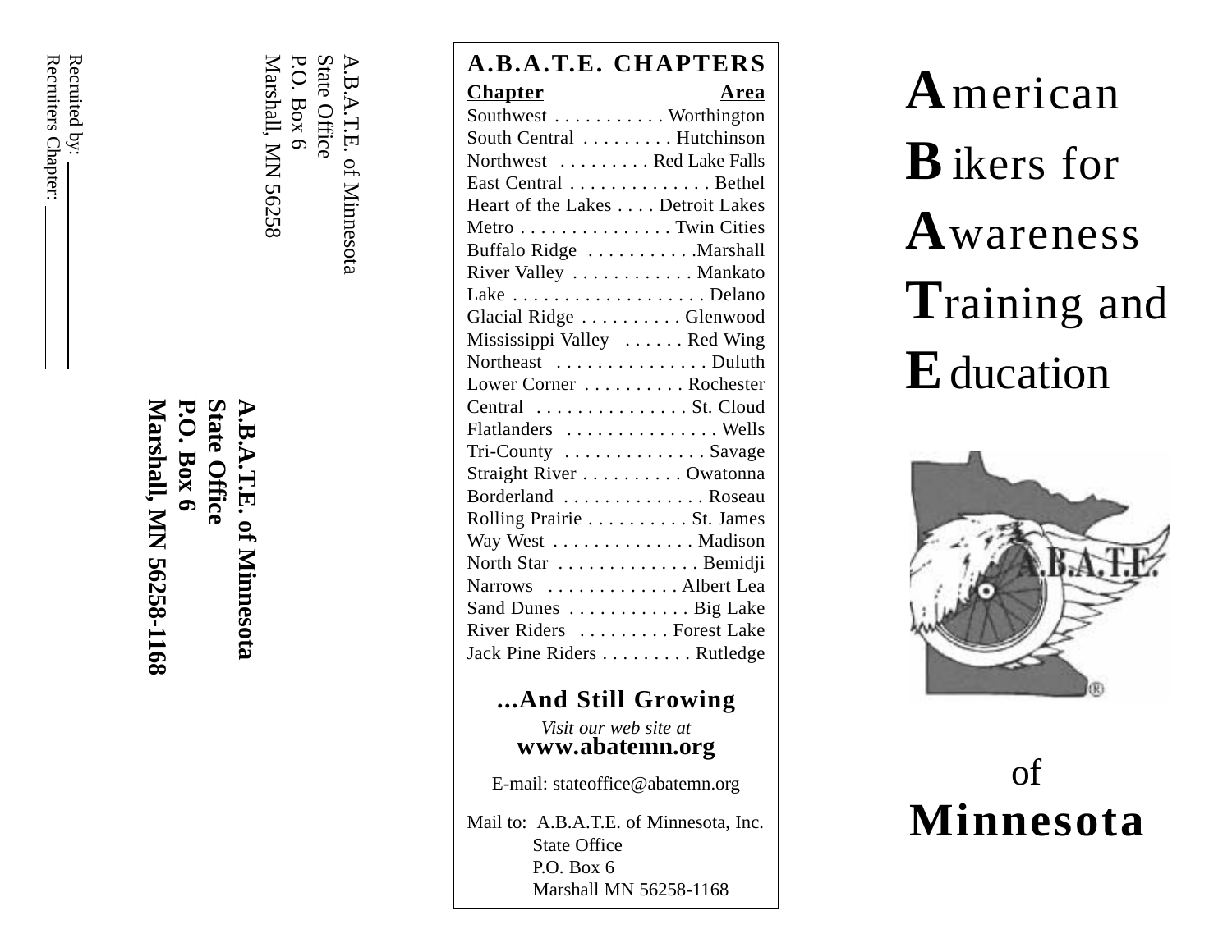Recruited by: \_\_\_\_\_\_\_\_\_\_\_\_

Recruiters Chapter: \_\_\_\_\_\_\_\_\_\_\_\_

A.B.A.T.E. of Minnesota
State Office
P.O. Box 6
Marshall, MN 56258

**A.B.A.T.E. of Minnesota**
**State Office**
**P.O. Box 6**
**Marshall, MN 56258-1168**

## A.B.A.T.E. CHAPTERS

| Chapter | Area |
|---|---|
| Southwest | Worthington |
| South Central | Hutchinson |
| Northwest | Red Lake Falls |
| East Central | Bethel |
| Heart of the Lakes | Detroit Lakes |
| Metro | Twin Cities |
| Buffalo Ridge | Marshall |
| River Valley | Mankato |
| Lake | Delano |
| Glacial Ridge | Glenwood |
| Mississippi Valley | Red Wing |
| Northeast | Duluth |
| Lower Corner | Rochester |
| Central | St. Cloud |
| Flatlanders | Wells |
| Tri-County | Savage |
| Straight River | Owatonna |
| Borderland | Roseau |
| Rolling Prairie | St. James |
| Way West | Madison |
| North Star | Bemidji |
| Narrows | Albert Lea |
| Sand Dunes | Big Lake |
| River Riders | Forest Lake |
| Jack Pine Riders | Rutledge |

**...And Still Growing**

*Visit our web site at*
**www.abatemn.org**

E-mail: stateoffice@abatemn.org

Mail to: A.B.A.T.E. of Minnesota, Inc.
State Office
P.O. Box 6
Marshall MN 56258-1168

# **A**merican **B**ikers for **A**wareness **T**raining and **E**ducation

A.B.A.T.E.®

of
**Minnesota**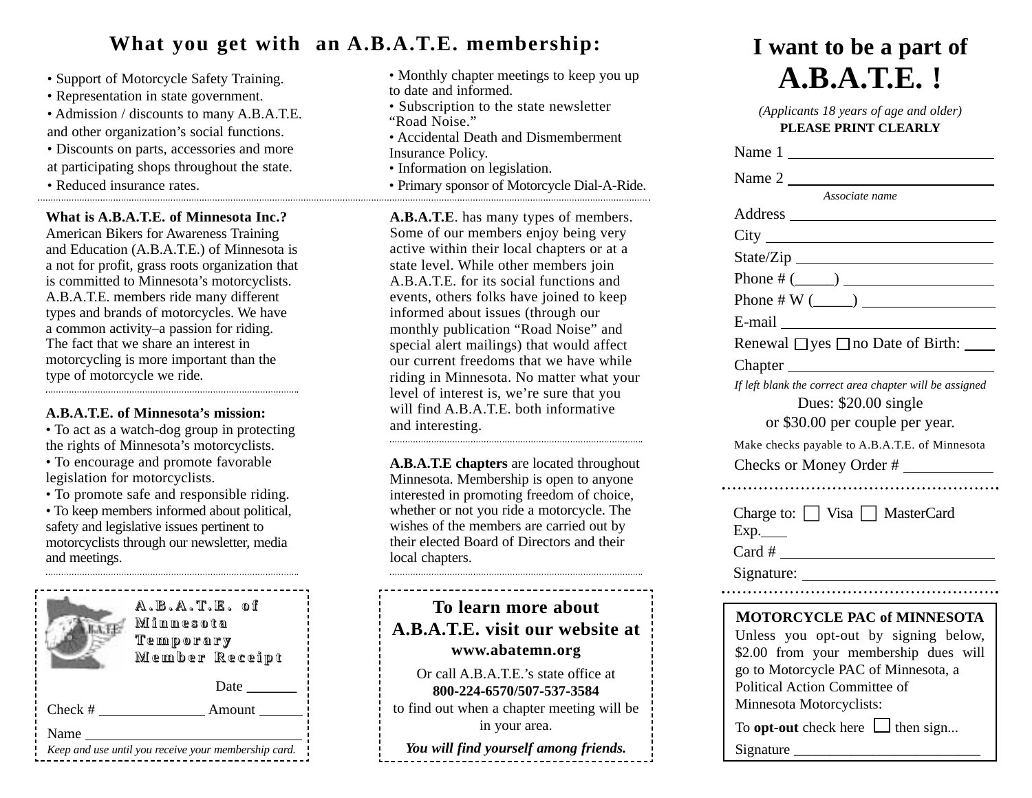## What you get with an A.B.A.T.E. membership:

- Support of Motorcycle Safety Training.
- Representation in state government.
- Admission / discounts to many A.B.A.T.E. and other organization's social functions.
- Discounts on parts, accessories and more at participating shops throughout the state.
- Reduced insurance rates.
- Monthly chapter meetings to keep you up to date and informed.
- Subscription to the state newsletter "Road Noise."
- Accidental Death and Dismemberment Insurance Policy.
- Information on legislation.
- Primary sponsor of Motorcycle Dial-A-Ride.

**What is A.B.A.T.E. of Minnesota Inc.?** American Bikers for Awareness Training and Education (A.B.A.T.E.) of Minnesota is a not for profit, grass roots organization that is committed to Minnesota's motorcyclists. A.B.A.T.E. members ride many different types and brands of motorcycles. We have a common activity–a passion for riding. The fact that we share an interest in motorcycling is more important than the type of motorcycle we ride.

**A.B.A.T.E. of Minnesota's mission:**

- To act as a watch-dog group in protecting the rights of Minnesota's motorcyclists.
- To encourage and promote favorable legislation for motorcyclists.
- To promote safe and responsible riding.
- To keep members informed about political, safety and legislative issues pertinent to motorcyclists through our newsletter, media and meetings.

**A.B.A.T.E**. has many types of members. Some of our members enjoy being very active within their local chapters or at a state level. While other members join A.B.A.T.E. for its social functions and events, others folks have joined to keep informed about issues (through our monthly publication "Road Noise" and special alert mailings) that would affect our current freedoms that we have while riding in Minnesota. No matter what your level of interest is, we're sure that you will find A.B.A.T.E. both informative and interesting.

**A.B.A.T.E chapters** are located throughout Minnesota. Membership is open to anyone interested in promoting freedom of choice, whether or not you ride a motorcycle. The wishes of the members are carried out by their elected Board of Directors and their local chapters.

**A.B.A.T.E. of Minnesota Temporary Member Receipt**

Date ________

Check # ________________ Amount _______

Name ________________________________

*Keep and use until you receive your membership card.*

### To learn more about A.B.A.T.E. visit our website at www.abatemn.org

Or call A.B.A.T.E.'s state office at **800-224-6570/507-537-3584** to find out when a chapter meeting will be in your area.

***You will find yourself among friends.***

## I want to be a part of A.B.A.T.E. !

*(Applicants 18 years of age and older)*

**PLEASE PRINT CLEARLY**

Name 1 ____________________________

Name 2 ____________________________

*Associate name*

Address ____________________________

City ____________________________

State/Zip ____________________________

Phone # (_____) ____________________

Phone # W (_____) __________________

E-mail ____________________________

Renewal ☐ yes ☐ no Date of Birth: ____

Chapter ____________________________

*If left blank the correct area chapter will be assigned*

Dues: $20.00 single or $30.00 per couple per year.

Make checks payable to A.B.A.T.E. of Minnesota

Checks or Money Order # ____________

Charge to: ☐ Visa ☐ MasterCard Exp.____

Card # ____________________________

Signature: __________________________

**MOTORCYCLE PAC of MINNESOTA**

Unless you opt-out by signing below, $2.00 from your membership dues will go to Motorcycle PAC of Minnesota, a Political Action Committee of Minnesota Motorcyclists:

To **opt-out** check here ☐ then sign...

Signature __________________________